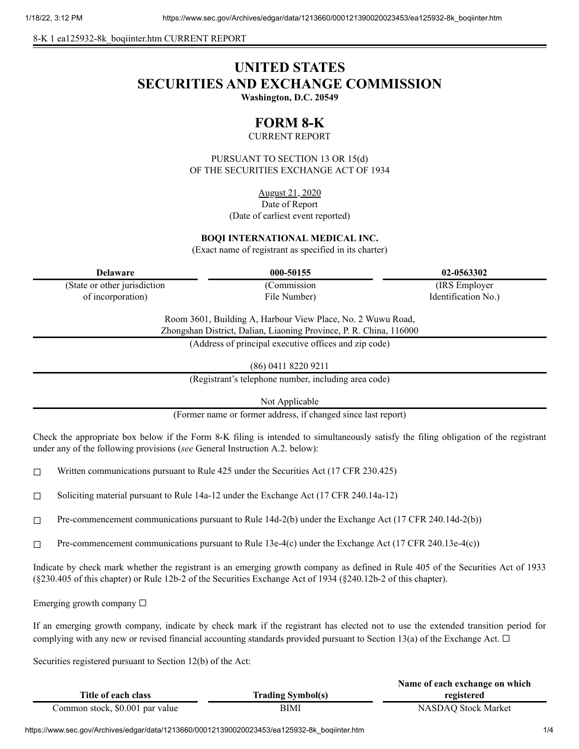8-K 1 ea125932-8k_boqiinter.htm CURRENT REPORT

# UNITED STATES
# SECURITIES AND EXCHANGE COMMISSION

**Washington, D.C. 20549**

## FORM 8-K

CURRENT REPORT

PURSUANT TO SECTION 13 OR 15(d)
OF THE SECURITIES EXCHANGE ACT OF 1934

August 21, 2020
Date of Report
(Date of earliest event reported)

**BOQI INTERNATIONAL MEDICAL INC.**
(Exact name of registrant as specified in its charter)

| Delaware | 000-50155 | 02-0563302 |
|---|---|---|
| (State or other jurisdiction of incorporation) | (Commission File Number) | (IRS Employer Identification No.) |

Room 3601, Building A, Harbour View Place, No. 2 Wuwu Road,
Zhongshan District, Dalian, Liaoning Province, P. R. China, 116000
(Address of principal executive offices and zip code)

(86) 0411 8220 9211
(Registrant's telephone number, including area code)

Not Applicable
(Former name or former address, if changed since last report)

Check the appropriate box below if the Form 8-K filing is intended to simultaneously satisfy the filing obligation of the registrant under any of the following provisions (*see* General Instruction A.2. below):

☐ Written communications pursuant to Rule 425 under the Securities Act (17 CFR 230.425)

☐ Soliciting material pursuant to Rule 14a-12 under the Exchange Act (17 CFR 240.14a-12)

☐ Pre-commencement communications pursuant to Rule 14d-2(b) under the Exchange Act (17 CFR 240.14d-2(b))

☐ Pre-commencement communications pursuant to Rule 13e-4(c) under the Exchange Act (17 CFR 240.13e-4(c))

Indicate by check mark whether the registrant is an emerging growth company as defined in Rule 405 of the Securities Act of 1933 (§230.405 of this chapter) or Rule 12b-2 of the Securities Exchange Act of 1934 (§240.12b-2 of this chapter).

Emerging growth company ☐

If an emerging growth company, indicate by check mark if the registrant has elected not to use the extended transition period for complying with any new or revised financial accounting standards provided pursuant to Section 13(a) of the Exchange Act. ☐

Securities registered pursuant to Section 12(b) of the Act:

| Title of each class | Trading Symbol(s) | Name of each exchange on which registered |
|---|---|---|
| Common stock, $0.001 par value | BIMI | NASDAQ Stock Market |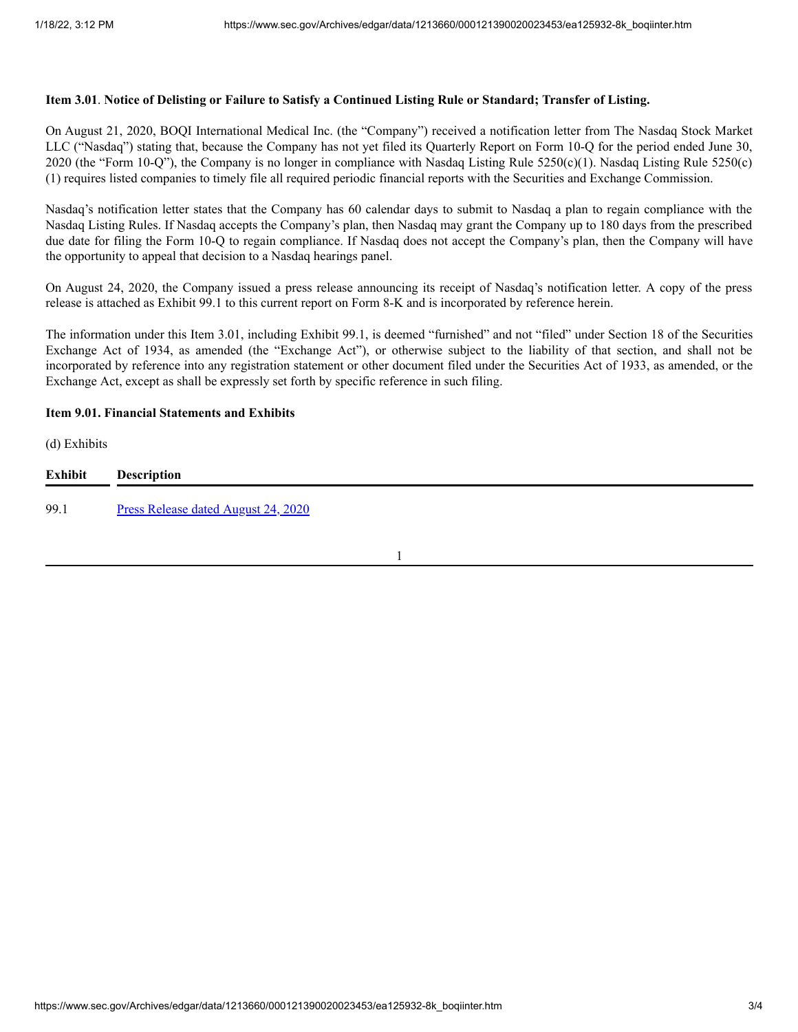**Item 3.01**. **Notice of Delisting or Failure to Satisfy a Continued Listing Rule or Standard; Transfer of Listing.**

On August 21, 2020, BOQI International Medical Inc. (the "Company") received a notification letter from The Nasdaq Stock Market LLC ("Nasdaq") stating that, because the Company has not yet filed its Quarterly Report on Form 10-Q for the period ended June 30, 2020 (the "Form 10-Q"), the Company is no longer in compliance with Nasdaq Listing Rule 5250(c)(1). Nasdaq Listing Rule 5250(c)(1) requires listed companies to timely file all required periodic financial reports with the Securities and Exchange Commission.

Nasdaq's notification letter states that the Company has 60 calendar days to submit to Nasdaq a plan to regain compliance with the Nasdaq Listing Rules. If Nasdaq accepts the Company's plan, then Nasdaq may grant the Company up to 180 days from the prescribed due date for filing the Form 10-Q to regain compliance. If Nasdaq does not accept the Company's plan, then the Company will have the opportunity to appeal that decision to a Nasdaq hearings panel.

On August 24, 2020, the Company issued a press release announcing its receipt of Nasdaq's notification letter. A copy of the press release is attached as Exhibit 99.1 to this current report on Form 8-K and is incorporated by reference herein.

The information under this Item 3.01, including Exhibit 99.1, is deemed "furnished" and not "filed" under Section 18 of the Securities Exchange Act of 1934, as amended (the "Exchange Act"), or otherwise subject to the liability of that section, and shall not be incorporated by reference into any registration statement or other document filed under the Securities Act of 1933, as amended, or the Exchange Act, except as shall be expressly set forth by specific reference in such filing.

**Item 9.01. Financial Statements and Exhibits**

(d) Exhibits

| Exhibit | Description |
|---|---|
| 99.1 | Press Release dated August 24, 2020 |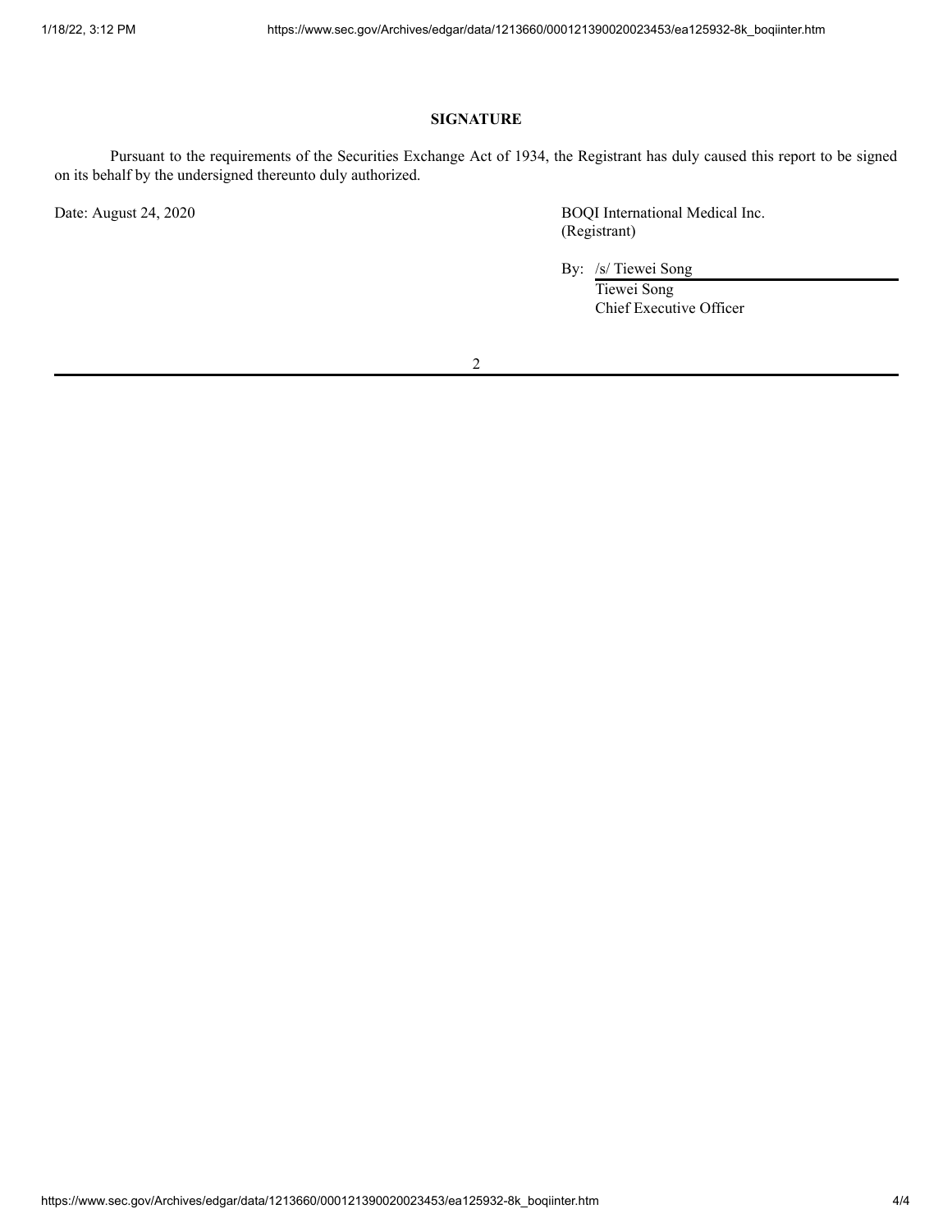## SIGNATURE

Pursuant to the requirements of the Securities Exchange Act of 1934, the Registrant has duly caused this report to be signed on its behalf by the undersigned thereunto duly authorized.

Date: August 24, 2020

BOQI International Medical Inc.
(Registrant)

By: /s/ Tiewei Song
Tiewei Song
Chief Executive Officer